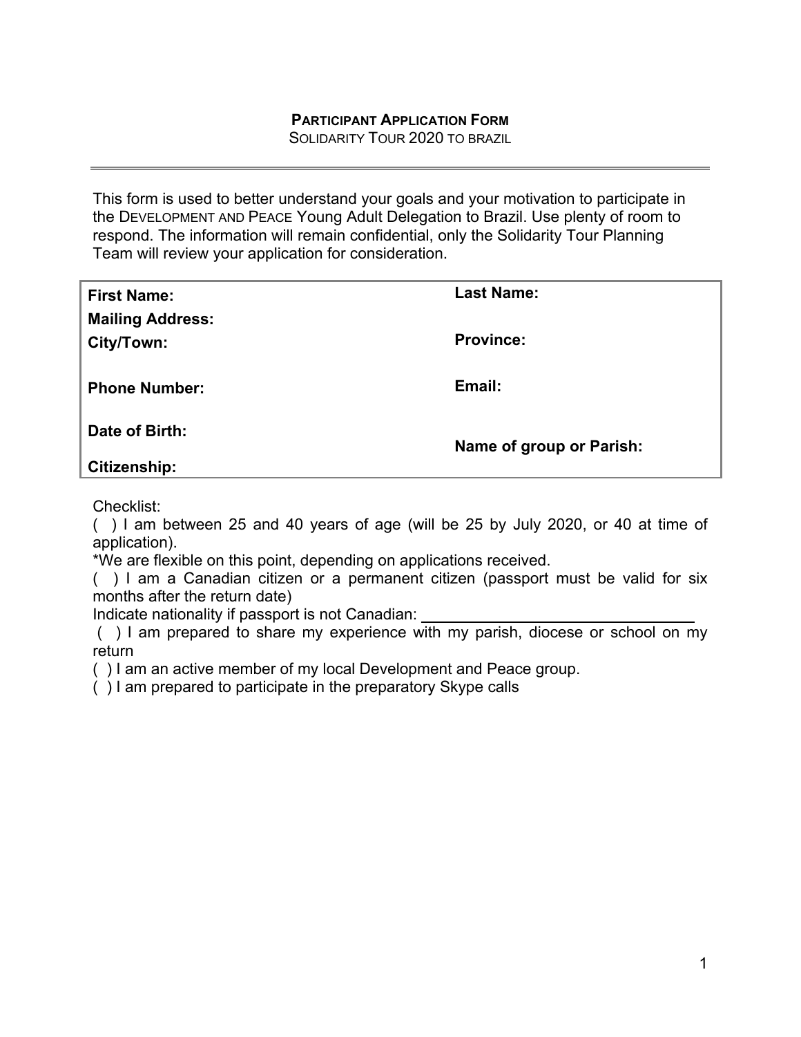**PARTICIPANT APPLICATION FORM**

SOLIDARITY TOUR 2020 TO BRAZIL

---

This form is used to better understand your goals and your motivation to participate in the DEVELOPMENT AND PEACE Young Adult Delegation to Brazil. Use plenty of room to respond. The information will remain confidential, only the Solidarity Tour Planning Team will review your application for consideration.

| **First Name:** | **Last Name:** |
|---|---|
| **Mailing Address:** | |
| **City/Town:** | **Province:** |
| **Phone Number:** | **Email:** |
| **Date of Birth:** | **Name of group or Parish:** |
| **Citizenship:** | |

Checklist:

( ) I am between 25 and 40 years of age (will be 25 by July 2020, or 40 at time of application).

*We are flexible on this point, depending on applications received.

( ) I am a Canadian citizen or a permanent citizen (passport must be valid for six months after the return date)

Indicate nationality if passport is not Canadian: ______________________________

( ) I am prepared to share my experience with my parish, diocese or school on my return

( ) I am an active member of my local Development and Peace group.

( ) I am prepared to participate in the preparatory Skype calls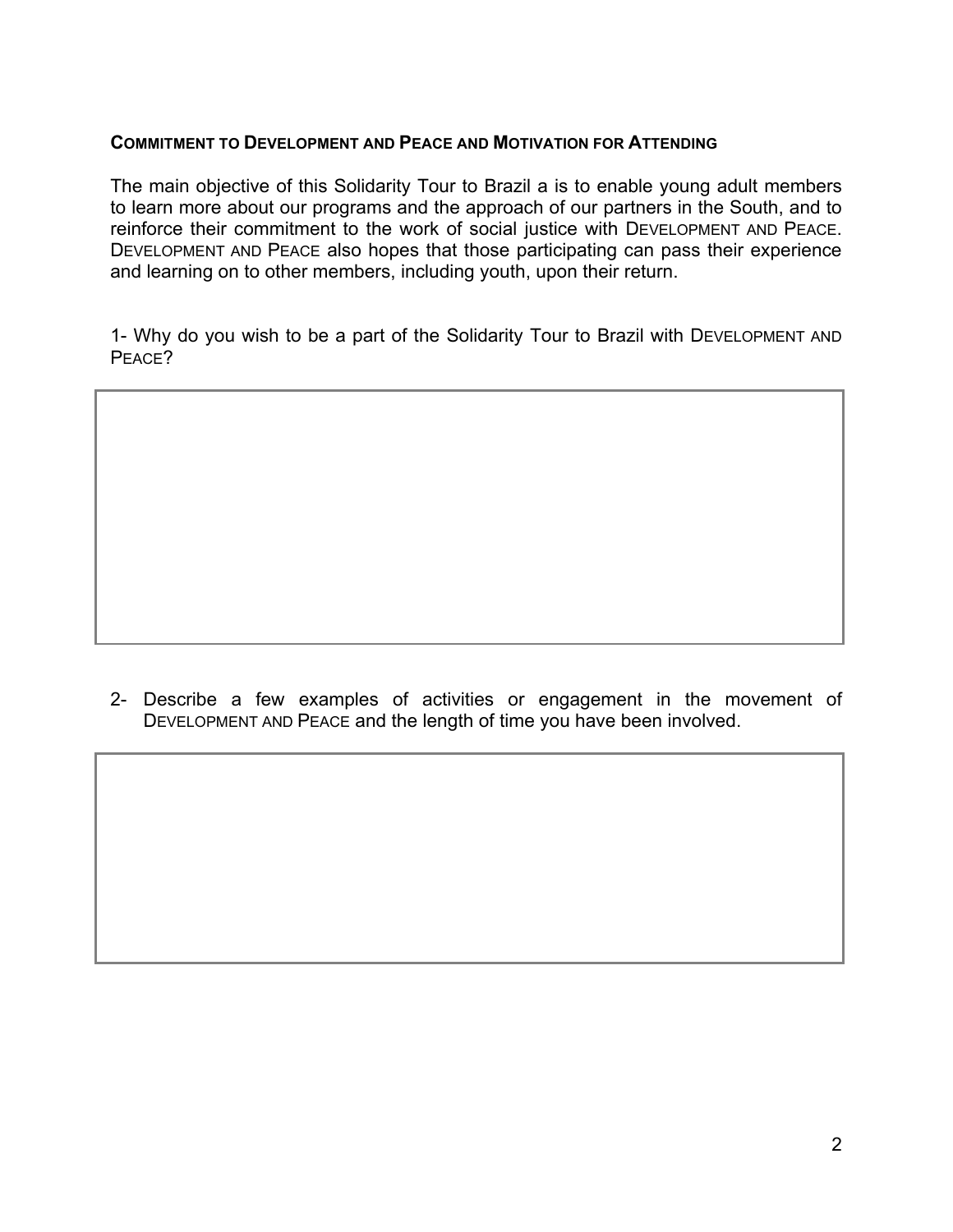**COMMITMENT TO DEVELOPMENT AND PEACE AND MOTIVATION FOR ATTENDING**

The main objective of this Solidarity Tour to Brazil a is to enable young adult members to learn more about our programs and the approach of our partners in the South, and to reinforce their commitment to the work of social justice with DEVELOPMENT AND PEACE. DEVELOPMENT AND PEACE also hopes that those participating can pass their experience and learning on to other members, including youth, upon their return.

1- Why do you wish to be a part of the Solidarity Tour to Brazil with DEVELOPMENT AND PEACE?

2- Describe a few examples of activities or engagement in the movement of DEVELOPMENT AND PEACE and the length of time you have been involved.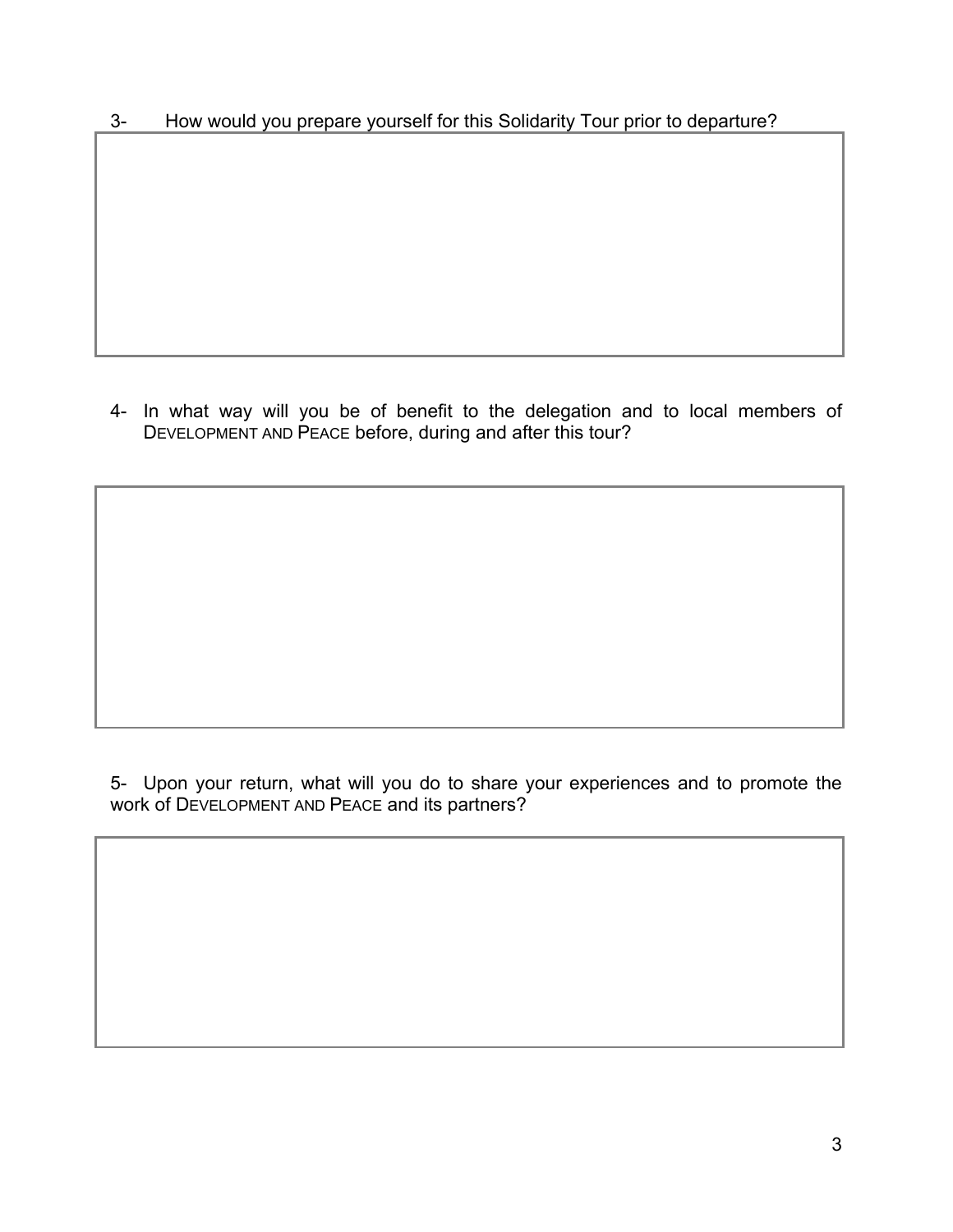3- How would you prepare yourself for this Solidarity Tour prior to departure?

4- In what way will you be of benefit to the delegation and to local members of DEVELOPMENT AND PEACE before, during and after this tour?

5- Upon your return, what will you do to share your experiences and to promote the work of DEVELOPMENT AND PEACE and its partners?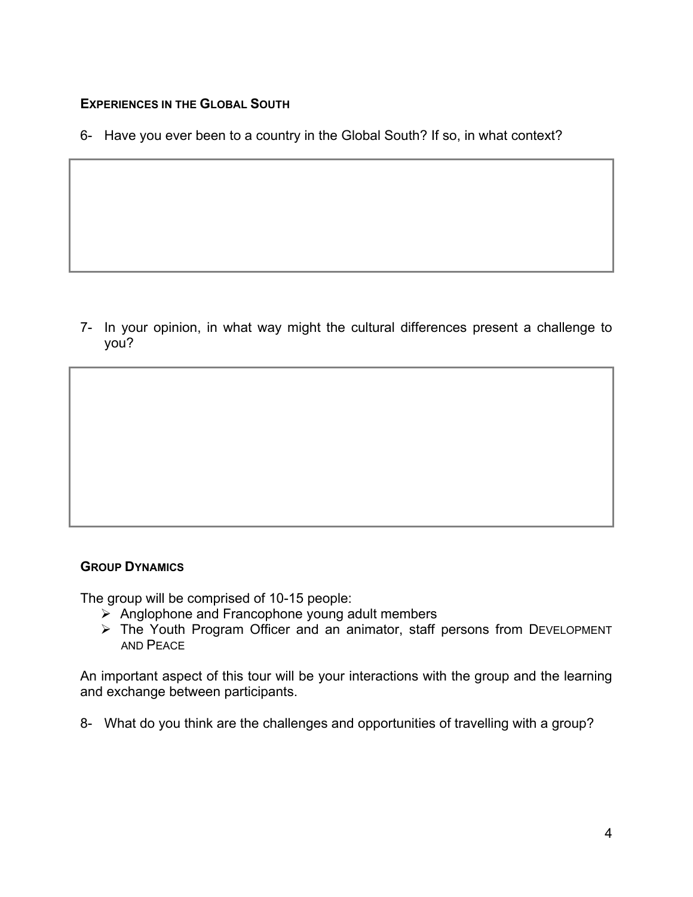### EXPERIENCES IN THE GLOBAL SOUTH

6- Have you ever been to a country in the Global South? If so, in what context?

7- In your opinion, in what way might the cultural differences present a challenge to you?

### GROUP DYNAMICS

The group will be comprised of 10-15 people:

- Anglophone and Francophone young adult members
- The Youth Program Officer and an animator, staff persons from DEVELOPMENT AND PEACE

An important aspect of this tour will be your interactions with the group and the learning and exchange between participants.

8- What do you think are the challenges and opportunities of travelling with a group?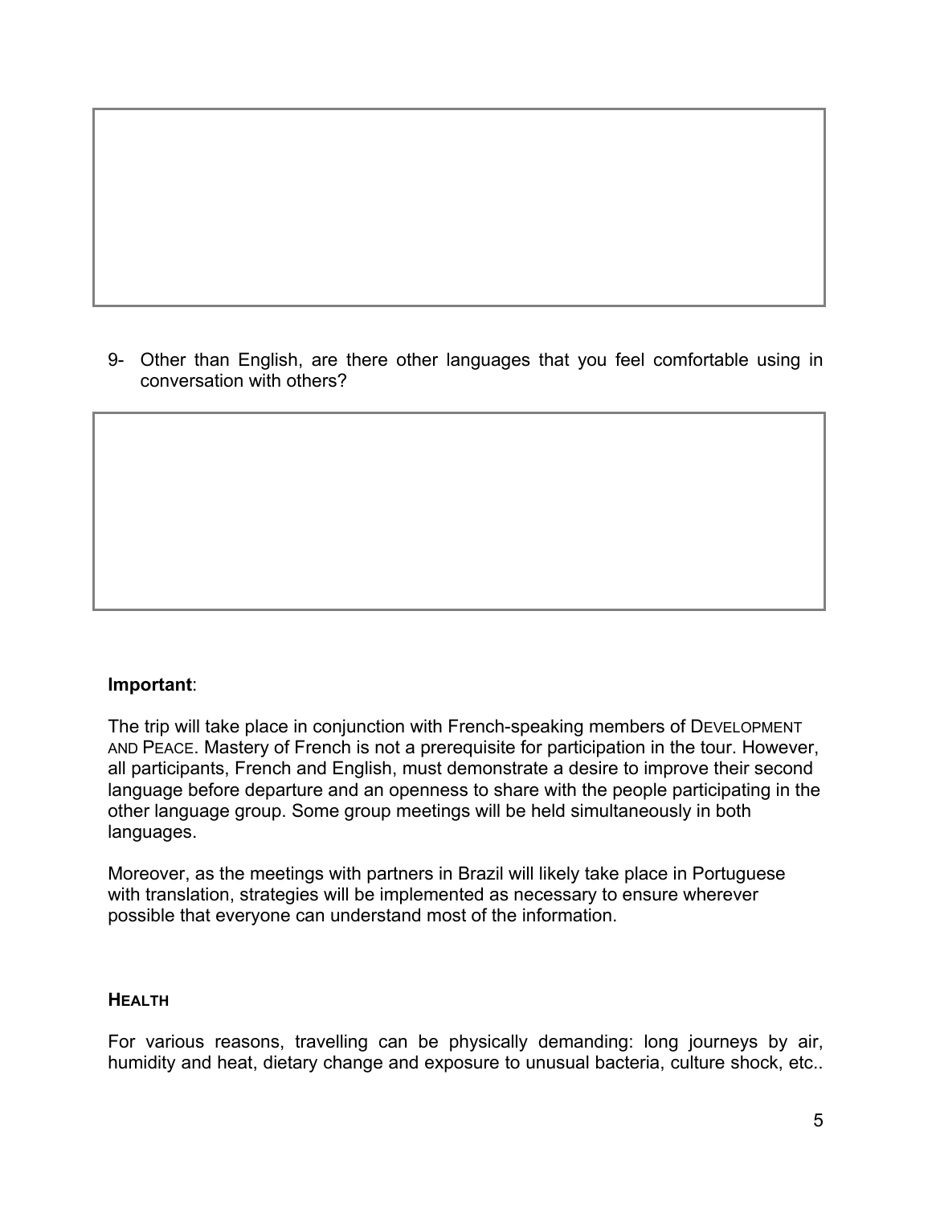9- Other than English, are there other languages that you feel comfortable using in conversation with others?

**Important**:

The trip will take place in conjunction with French-speaking members of DEVELOPMENT AND PEACE. Mastery of French is not a prerequisite for participation in the tour. However, all participants, French and English, must demonstrate a desire to improve their second language before departure and an openness to share with the people participating in the other language group. Some group meetings will be held simultaneously in both languages.

Moreover, as the meetings with partners in Brazil will likely take place in Portuguese with translation, strategies will be implemented as necessary to ensure wherever possible that everyone can understand most of the information.

**HEALTH**

For various reasons, travelling can be physically demanding: long journeys by air, humidity and heat, dietary change and exposure to unusual bacteria, culture shock, etc..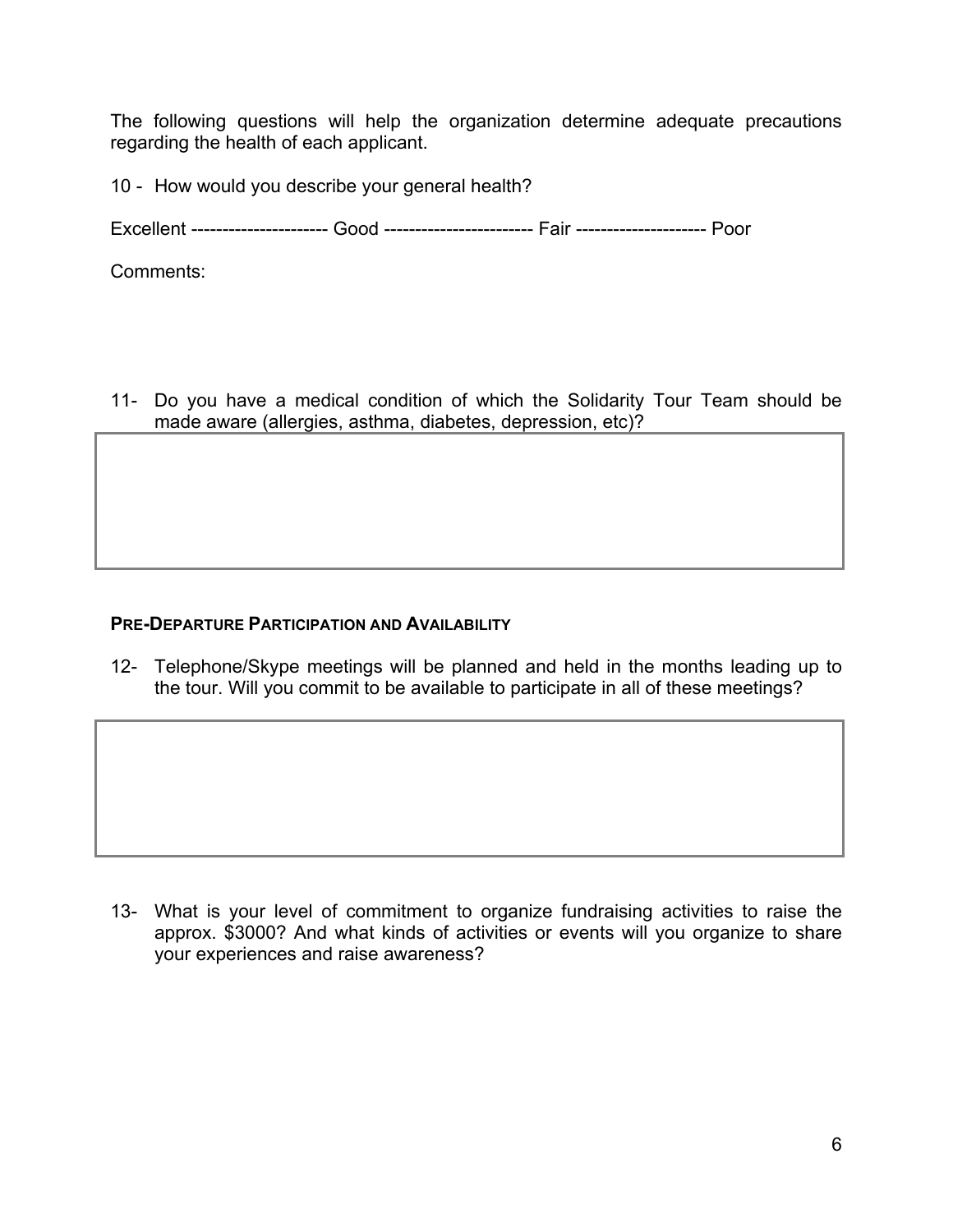The following questions will help the organization determine adequate precautions regarding the health of each applicant.

10 - How would you describe your general health?

Excellent ---------------------- Good ------------------------ Fair --------------------- Poor

Comments:

11- Do you have a medical condition of which the Solidarity Tour Team should be made aware (allergies, asthma, diabetes, depression, etc)?

### PRE-DEPARTURE PARTICIPATION AND AVAILABILITY

12- Telephone/Skype meetings will be planned and held in the months leading up to the tour. Will you commit to be available to participate in all of these meetings?

13- What is your level of commitment to organize fundraising activities to raise the approx. $3000? And what kinds of activities or events will you organize to share your experiences and raise awareness?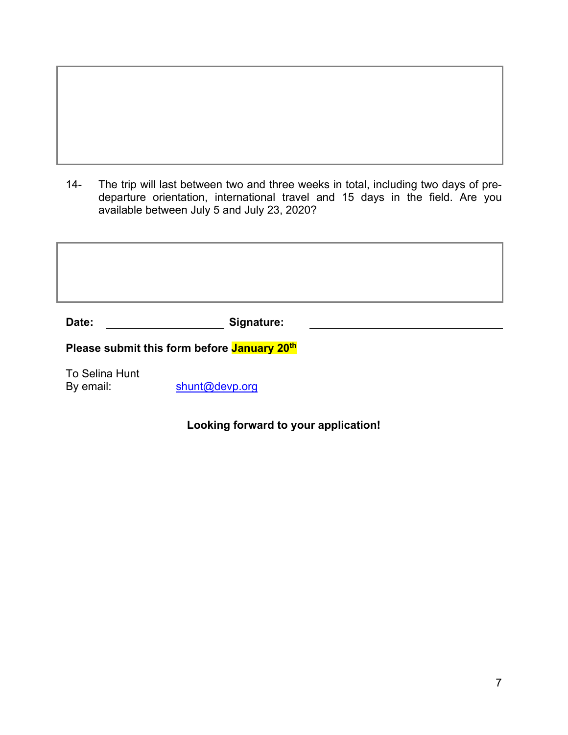14- The trip will last between two and three weeks in total, including two days of pre-departure orientation, international travel and 15 days in the field. Are you available between July 5 and July 23, 2020?

**Date:** ____________________ **Signature:** ______________________________

**Please submit this form before January 20th**

To Selina Hunt
By email: shunt@devp.org

**Looking forward to your application!**